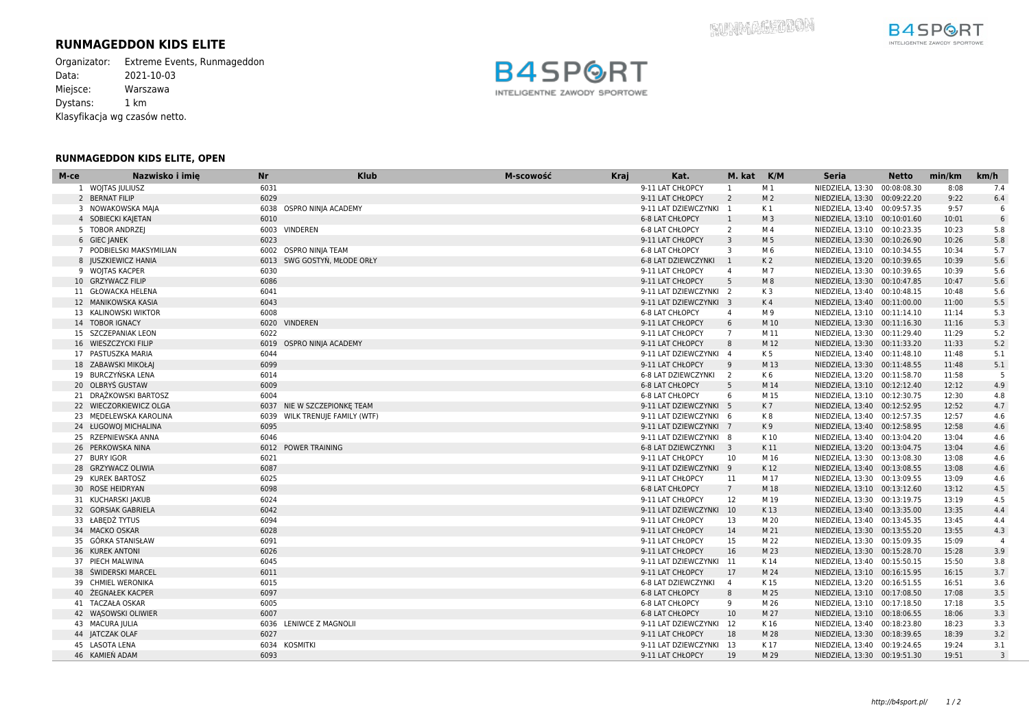# RUNMAGEDDON KIDS ELITE

Organizator: Extreme Events, Runmageddon
Data: 2021-10-03
Miejsce: Warszawa
Dystans: 1 km
Klasyfikacja wg czasów netto.

## RUNMAGEDDON KIDS ELITE, OPEN

| M-ce | Nazwisko i imię | Nr | Klub | M-scowość | Kraj | Kat. | M. kat | K/M | Seria | Netto | min/km | km/h |
|---|---|---|---|---|---|---|---|---|---|---|---|---|
| 1 | WOJTAS JULIUSZ | 6031 | | | | 9-11 LAT CHŁOPCY | 1 | M 1 | NIEDZIELA, 13:30 | 00:08:08.30 | 8:08 | 7.4 |
| 2 | BERNAT FILIP | 6029 | | | | 9-11 LAT CHŁOPCY | 2 | M 2 | NIEDZIELA, 13:30 | 00:09:22.20 | 9:22 | 6.4 |
| 3 | NOWAKOWSKA MAJA | 6038 | OSPRO NINJA ACADEMY | | | 9-11 LAT DZIEWCZYNKI | 1 | K 1 | NIEDZIELA, 13:40 | 00:09:57.35 | 9:57 | 6 |
| 4 | SOBIECKI KAJETAN | 6010 | | | | 6-8 LAT CHŁOPCY | 1 | M 3 | NIEDZIELA, 13:10 | 00:10:01.60 | 10:01 | 6 |
| 5 | TOBOR ANDRZEJ | 6003 | VINDEREN | | | 6-8 LAT CHŁOPCY | 2 | M 4 | NIEDZIELA, 13:10 | 00:10:23.35 | 10:23 | 5.8 |
| 6 | GIEC JANEK | 6023 | | | | 9-11 LAT CHŁOPCY | 3 | M 5 | NIEDZIELA, 13:30 | 00:10:26.90 | 10:26 | 5.8 |
| 7 | PODBIELSKI MAKSYMILIAN | 6002 | OSPRO NINJA TEAM | | | 6-8 LAT CHŁOPCY | 3 | M 6 | NIEDZIELA, 13:10 | 00:10:34.55 | 10:34 | 5.7 |
| 8 | JUSZKIEWICZ HANIA | 6013 | SWG GOSTYŃ, MŁODE ORŁY | | | 6-8 LAT DZIEWCZYNKI | 1 | K 2 | NIEDZIELA, 13:20 | 00:10:39.65 | 10:39 | 5.6 |
| 9 | WOJTAS KACPER | 6030 | | | | 9-11 LAT CHŁOPCY | 4 | M 7 | NIEDZIELA, 13:30 | 00:10:39.65 | 10:39 | 5.6 |
| 10 | GRZYWACZ FILIP | 6086 | | | | 9-11 LAT CHŁOPCY | 5 | M 8 | NIEDZIELA, 13:30 | 00:10:47.85 | 10:47 | 5.6 |
| 11 | GŁOWACKA HELENA | 6041 | | | | 9-11 LAT DZIEWCZYNKI | 2 | K 3 | NIEDZIELA, 13:40 | 00:10:48.15 | 10:48 | 5.6 |
| 12 | MANIKOWSKA KASIA | 6043 | | | | 9-11 LAT DZIEWCZYNKI | 3 | K 4 | NIEDZIELA, 13:40 | 00:11:00.00 | 11:00 | 5.5 |
| 13 | KALINOWSKI WIKTOR | 6008 | | | | 6-8 LAT CHŁOPCY | 4 | M 9 | NIEDZIELA, 13:10 | 00:11:14.10 | 11:14 | 5.3 |
| 14 | TOBOR IGNACY | 6020 | VINDEREN | | | 9-11 LAT CHŁOPCY | 6 | M 10 | NIEDZIELA, 13:30 | 00:11:16.30 | 11:16 | 5.3 |
| 15 | SZCZEPANIAK LEON | 6022 | | | | 9-11 LAT CHŁOPCY | 7 | M 11 | NIEDZIELA, 13:30 | 00:11:29.40 | 11:29 | 5.2 |
| 16 | WIESZCZYCKI FILIP | 6019 | OSPRO NINJA ACADEMY | | | 9-11 LAT CHŁOPCY | 8 | M 12 | NIEDZIELA, 13:30 | 00:11:33.20 | 11:33 | 5.2 |
| 17 | PASTUSZKA MARIA | 6044 | | | | 9-11 LAT DZIEWCZYNKI | 4 | K 5 | NIEDZIELA, 13:40 | 00:11:48.10 | 11:48 | 5.1 |
| 18 | ZABAWSKI MIKOŁAJ | 6099 | | | | 9-11 LAT CHŁOPCY | 9 | M 13 | NIEDZIELA, 13:30 | 00:11:48.55 | 11:48 | 5.1 |
| 19 | BURCZYŃSKA LENA | 6014 | | | | 6-8 LAT DZIEWCZYNKI | 2 | K 6 | NIEDZIELA, 13:20 | 00:11:58.70 | 11:58 | 5 |
| 20 | OLBRYŚ GUSTAW | 6009 | | | | 6-8 LAT CHŁOPCY | 5 | M 14 | NIEDZIELA, 13:10 | 00:12:12.40 | 12:12 | 4.9 |
| 21 | DRĄŻKOWSKI BARTOSZ | 6004 | | | | 6-8 LAT CHŁOPCY | 6 | M 15 | NIEDZIELA, 13:10 | 00:12:30.75 | 12:30 | 4.8 |
| 22 | WIECZORKIEWICZ OLGA | 6037 | NIE W SZCZEPIONKĘ TEAM | | | 9-11 LAT DZIEWCZYNKI | 5 | K 7 | NIEDZIELA, 13:40 | 00:12:52.95 | 12:52 | 4.7 |
| 23 | MĘDELEWSKA KAROLINA | 6039 | WILK TRENUJE FAMILY (WTF) | | | 9-11 LAT DZIEWCZYNKI | 6 | K 8 | NIEDZIELA, 13:40 | 00:12:57.35 | 12:57 | 4.6 |
| 24 | ŁUGOWOJ MICHALINA | 6095 | | | | 9-11 LAT DZIEWCZYNKI | 7 | K 9 | NIEDZIELA, 13:40 | 00:12:58.95 | 12:58 | 4.6 |
| 25 | RZEPNIEWSKA ANNA | 6046 | | | | 9-11 LAT DZIEWCZYNKI | 8 | K 10 | NIEDZIELA, 13:40 | 00:13:04.20 | 13:04 | 4.6 |
| 26 | PERKOWSKA NINA | 6012 | POWER TRAINING | | | 6-8 LAT DZIEWCZYNKI | 3 | K 11 | NIEDZIELA, 13:20 | 00:13:04.75 | 13:04 | 4.6 |
| 27 | BURY IGOR | 6021 | | | | 9-11 LAT CHŁOPCY | 10 | M 16 | NIEDZIELA, 13:30 | 00:13:08.30 | 13:08 | 4.6 |
| 28 | GRZYWACZ OLIWIA | 6087 | | | | 9-11 LAT DZIEWCZYNKI | 9 | K 12 | NIEDZIELA, 13:40 | 00:13:08.55 | 13:08 | 4.6 |
| 29 | KUREK BARTOSZ | 6025 | | | | 9-11 LAT CHŁOPCY | 11 | M 17 | NIEDZIELA, 13:30 | 00:13:09.55 | 13:09 | 4.6 |
| 30 | ROSE HEIDRYAN | 6098 | | | | 6-8 LAT CHŁOPCY | 7 | M 18 | NIEDZIELA, 13:10 | 00:13:12.60 | 13:12 | 4.5 |
| 31 | KUCHARSKI JAKUB | 6024 | | | | 9-11 LAT CHŁOPCY | 12 | M 19 | NIEDZIELA, 13:30 | 00:13:19.75 | 13:19 | 4.5 |
| 32 | GORSIAK GABRIELA | 6042 | | | | 9-11 LAT DZIEWCZYNKI | 10 | K 13 | NIEDZIELA, 13:40 | 00:13:35.00 | 13:35 | 4.4 |
| 33 | ŁABĘDŹ TYTUS | 6094 | | | | 9-11 LAT CHŁOPCY | 13 | M 20 | NIEDZIELA, 13:40 | 00:13:45.35 | 13:45 | 4.4 |
| 34 | MACKO OSKAR | 6028 | | | | 9-11 LAT CHŁOPCY | 14 | M 21 | NIEDZIELA, 13:30 | 00:13:55.20 | 13:55 | 4.3 |
| 35 | GÓRKA STANISŁAW | 6091 | | | | 9-11 LAT CHŁOPCY | 15 | M 22 | NIEDZIELA, 13:30 | 00:15:09.35 | 15:09 | 4 |
| 36 | KUREK ANTONI | 6026 | | | | 9-11 LAT CHŁOPCY | 16 | M 23 | NIEDZIELA, 13:30 | 00:15:28.70 | 15:28 | 3.9 |
| 37 | PIECH MALWINA | 6045 | | | | 9-11 LAT DZIEWCZYNKI | 11 | K 14 | NIEDZIELA, 13:40 | 00:15:50.15 | 15:50 | 3.8 |
| 38 | ŚWIDERSKI MARCEL | 6011 | | | | 9-11 LAT CHŁOPCY | 17 | M 24 | NIEDZIELA, 13:10 | 00:16:15.95 | 16:15 | 3.7 |
| 39 | CHMIEL WERONIKA | 6015 | | | | 6-8 LAT DZIEWCZYNKI | 4 | K 15 | NIEDZIELA, 13:20 | 00:16:51.55 | 16:51 | 3.6 |
| 40 | ŻEGNAŁEK KACPER | 6097 | | | | 6-8 LAT CHŁOPCY | 8 | M 25 | NIEDZIELA, 13:10 | 00:17:08.50 | 17:08 | 3.5 |
| 41 | TACZAŁA OSKAR | 6005 | | | | 6-8 LAT CHŁOPCY | 9 | M 26 | NIEDZIELA, 13:10 | 00:17:18.50 | 17:18 | 3.5 |
| 42 | WĄSOWSKI OLIWIER | 6007 | | | | 6-8 LAT CHŁOPCY | 10 | M 27 | NIEDZIELA, 13:10 | 00:18:06.55 | 18:06 | 3.3 |
| 43 | MACURA JULIA | 6036 | LENIWCE Z MAGNOLII | | | 9-11 LAT DZIEWCZYNKI | 12 | K 16 | NIEDZIELA, 13:40 | 00:18:23.80 | 18:23 | 3.3 |
| 44 | JATCZAK OLAF | 6027 | | | | 9-11 LAT CHŁOPCY | 18 | M 28 | NIEDZIELA, 13:30 | 00:18:39.65 | 18:39 | 3.2 |
| 45 | LASOTA LENA | 6034 | KOSMITKI | | | 9-11 LAT DZIEWCZYNKI | 13 | K 17 | NIEDZIELA, 13:40 | 00:19:24.65 | 19:24 | 3.1 |
| 46 | KAMIEŃ ADAM | 6093 | | | | 9-11 LAT CHŁOPCY | 19 | M 29 | NIEDZIELA, 13:30 | 00:19:51.30 | 19:51 | 3 |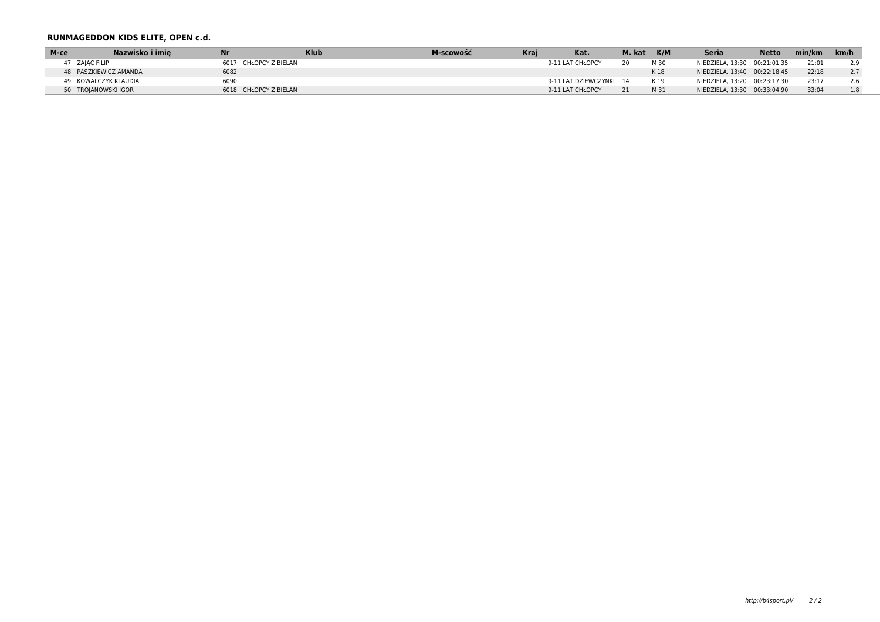**RUNMAGEDDON KIDS ELITE, OPEN c.d.**

| M-ce | Nazwisko i imię | Nr | Klub | M-scowość | Kraj | Kat. | M. kat | K/M | Seria | Netto | min/km | km/h |
|---|---|---|---|---|---|---|---|---|---|---|---|---|
| 47 | ZAJĄC FILIP | 6017 | CHŁOPCY Z BIELAN | | | 9-11 LAT CHŁOPCY | 20 | M 30 | NIEDZIELA, 13:30 | 00:21:01.35 | 21:01 | 2.9 |
| 48 | PASZKIEWICZ AMANDA | 6082 | | | | | | K 18 | NIEDZIELA, 13:40 | 00:22:18.45 | 22:18 | 2.7 |
| 49 | KOWALCZYK KLAUDIA | 6090 | | | | 9-11 LAT DZIEWCZYNKI | 14 | K 19 | NIEDZIELA, 13:20 | 00:23:17.30 | 23:17 | 2.6 |
| 50 | TROJANOWSKI IGOR | 6018 | CHŁOPCY Z BIELAN | | | 9-11 LAT CHŁOPCY | 21 | M 31 | NIEDZIELA, 13:30 | 00:33:04.90 | 33:04 | 1.8 |